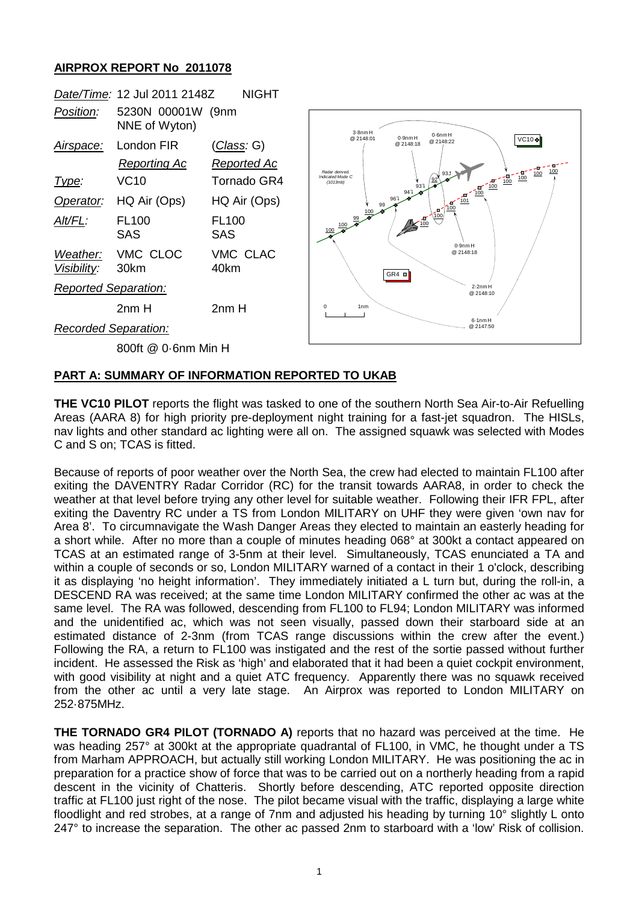**AIRPROX REPORT No 2011078**

| *Date/Time:* | 12 Jul 2011 2148Z | NIGHT |
|---|---|---|
| *Position:* | 5230N 00001W (9nm NNE of Wyton) | |
| *Airspace:* | London FIR | (*Class*: G) |
| | *Reporting Ac* | *Reported Ac* |
| *Type:* | VC10 | Tornado GR4 |
| *Operator:* | HQ Air (Ops) | HQ Air (Ops) |
| *Alt/FL:* | FL100 SAS | FL100 SAS |
| *Weather:* | VMC CLOC | VMC CLAC |
| *Visibility:* | 30km | 40km |
| *Reported Separation:* | | |
| | 2nm H | 2nm H |
| *Recorded Separation:* | | |
| | 800ft @ 0·6nm Min H | |

## PART A: SUMMARY OF INFORMATION REPORTED TO UKAB

**THE VC10 PILOT** reports the flight was tasked to one of the southern North Sea Air-to-Air Refuelling Areas (AARA 8) for high priority pre-deployment night training for a fast-jet squadron. The HISLs, nav lights and other standard ac lighting were all on. The assigned squawk was selected with Modes C and S on; TCAS is fitted.

Because of reports of poor weather over the North Sea, the crew had elected to maintain FL100 after exiting the DAVENTRY Radar Corridor (RC) for the transit towards AARA8, in order to check the weather at that level before trying any other level for suitable weather. Following their IFR FPL, after exiting the Daventry RC under a TS from London MILITARY on UHF they were given 'own nav for Area 8'. To circumnavigate the Wash Danger Areas they elected to maintain an easterly heading for a short while. After no more than a couple of minutes heading 068° at 300kt a contact appeared on TCAS at an estimated range of 3-5nm at their level. Simultaneously, TCAS enunciated a TA and within a couple of seconds or so, London MILITARY warned of a contact in their 1 o'clock, describing it as displaying 'no height information'. They immediately initiated a L turn but, during the roll-in, a DESCEND RA was received; at the same time London MILITARY confirmed the other ac was at the same level. The RA was followed, descending from FL100 to FL94; London MILITARY was informed and the unidentified ac, which was not seen visually, passed down their starboard side at an estimated distance of 2-3nm (from TCAS range discussions within the crew after the event.) Following the RA, a return to FL100 was instigated and the rest of the sortie passed without further incident. He assessed the Risk as 'high' and elaborated that it had been a quiet cockpit environment, with good visibility at night and a quiet ATC frequency. Apparently there was no squawk received from the other ac until a very late stage. An Airprox was reported to London MILITARY on 252·875MHz.

**THE TORNADO GR4 PILOT (TORNADO A)** reports that no hazard was perceived at the time. He was heading 257° at 300kt at the appropriate quadrantal of FL100, in VMC, he thought under a TS from Marham APPROACH, but actually still working London MILITARY. He was positioning the ac in preparation for a practice show of force that was to be carried out on a northerly heading from a rapid descent in the vicinity of Chatteris. Shortly before descending, ATC reported opposite direction traffic at FL100 just right of the nose. The pilot became visual with the traffic, displaying a large white floodlight and red strobes, at a range of 7nm and adjusted his heading by turning 10° slightly L onto 247° to increase the separation. The other ac passed 2nm to starboard with a 'low' Risk of collision.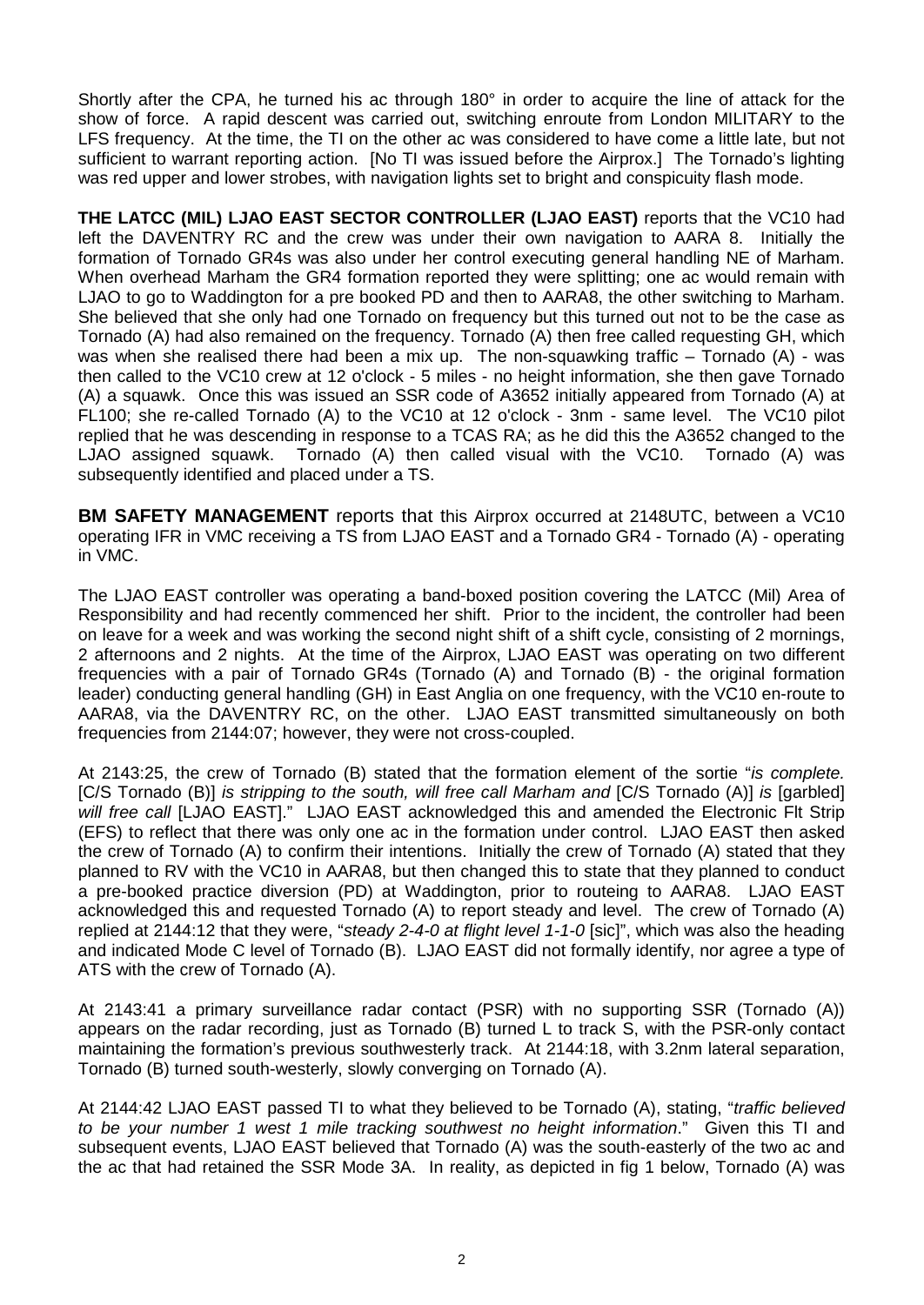Shortly after the CPA, he turned his ac through 180° in order to acquire the line of attack for the show of force. A rapid descent was carried out, switching enroute from London MILITARY to the LFS frequency. At the time, the TI on the other ac was considered to have come a little late, but not sufficient to warrant reporting action. [No TI was issued before the Airprox.] The Tornado's lighting was red upper and lower strobes, with navigation lights set to bright and conspicuity flash mode.

**THE LATCC (MIL) LJAO EAST SECTOR CONTROLLER (LJAO EAST)** reports that the VC10 had left the DAVENTRY RC and the crew was under their own navigation to AARA 8. Initially the formation of Tornado GR4s was also under her control executing general handling NE of Marham. When overhead Marham the GR4 formation reported they were splitting; one ac would remain with LJAO to go to Waddington for a pre booked PD and then to AARA8, the other switching to Marham. She believed that she only had one Tornado on frequency but this turned out not to be the case as Tornado (A) had also remained on the frequency. Tornado (A) then free called requesting GH, which was when she realised there had been a mix up. The non-squawking traffic – Tornado (A) - was then called to the VC10 crew at 12 o'clock - 5 miles - no height information, she then gave Tornado (A) a squawk. Once this was issued an SSR code of A3652 initially appeared from Tornado (A) at FL100; she re-called Tornado (A) to the VC10 at 12 o'clock - 3nm - same level. The VC10 pilot replied that he was descending in response to a TCAS RA; as he did this the A3652 changed to the LJAO assigned squawk. Tornado (A) then called visual with the VC10. Tornado (A) was subsequently identified and placed under a TS.

**BM SAFETY MANAGEMENT** reports that this Airprox occurred at 2148UTC, between a VC10 operating IFR in VMC receiving a TS from LJAO EAST and a Tornado GR4 - Tornado (A) - operating in VMC.

The LJAO EAST controller was operating a band-boxed position covering the LATCC (Mil) Area of Responsibility and had recently commenced her shift. Prior to the incident, the controller had been on leave for a week and was working the second night shift of a shift cycle, consisting of 2 mornings, 2 afternoons and 2 nights. At the time of the Airprox, LJAO EAST was operating on two different frequencies with a pair of Tornado GR4s (Tornado (A) and Tornado (B) - the original formation leader) conducting general handling (GH) in East Anglia on one frequency, with the VC10 en-route to AARA8, via the DAVENTRY RC, on the other. LJAO EAST transmitted simultaneously on both frequencies from 2144:07; however, they were not cross-coupled.

At 2143:25, the crew of Tornado (B) stated that the formation element of the sortie "*is complete.* [C/S Tornado (B)] *is stripping to the south, will free call Marham and* [C/S Tornado (A)] *is* [garbled] *will free call* [LJAO EAST]." LJAO EAST acknowledged this and amended the Electronic Flt Strip (EFS) to reflect that there was only one ac in the formation under control. LJAO EAST then asked the crew of Tornado (A) to confirm their intentions. Initially the crew of Tornado (A) stated that they planned to RV with the VC10 in AARA8, but then changed this to state that they planned to conduct a pre-booked practice diversion (PD) at Waddington, prior to routeing to AARA8. LJAO EAST acknowledged this and requested Tornado (A) to report steady and level. The crew of Tornado (A) replied at 2144:12 that they were, "*steady 2-4-0 at flight level 1-1-0* [sic]", which was also the heading and indicated Mode C level of Tornado (B). LJAO EAST did not formally identify, nor agree a type of ATS with the crew of Tornado (A).

At 2143:41 a primary surveillance radar contact (PSR) with no supporting SSR (Tornado (A)) appears on the radar recording, just as Tornado (B) turned L to track S, with the PSR-only contact maintaining the formation's previous southwesterly track. At 2144:18, with 3.2nm lateral separation, Tornado (B) turned south-westerly, slowly converging on Tornado (A).

At 2144:42 LJAO EAST passed TI to what they believed to be Tornado (A), stating, "*traffic believed to be your number 1 west 1 mile tracking southwest no height information*." Given this TI and subsequent events, LJAO EAST believed that Tornado (A) was the south-easterly of the two ac and the ac that had retained the SSR Mode 3A. In reality, as depicted in fig 1 below, Tornado (A) was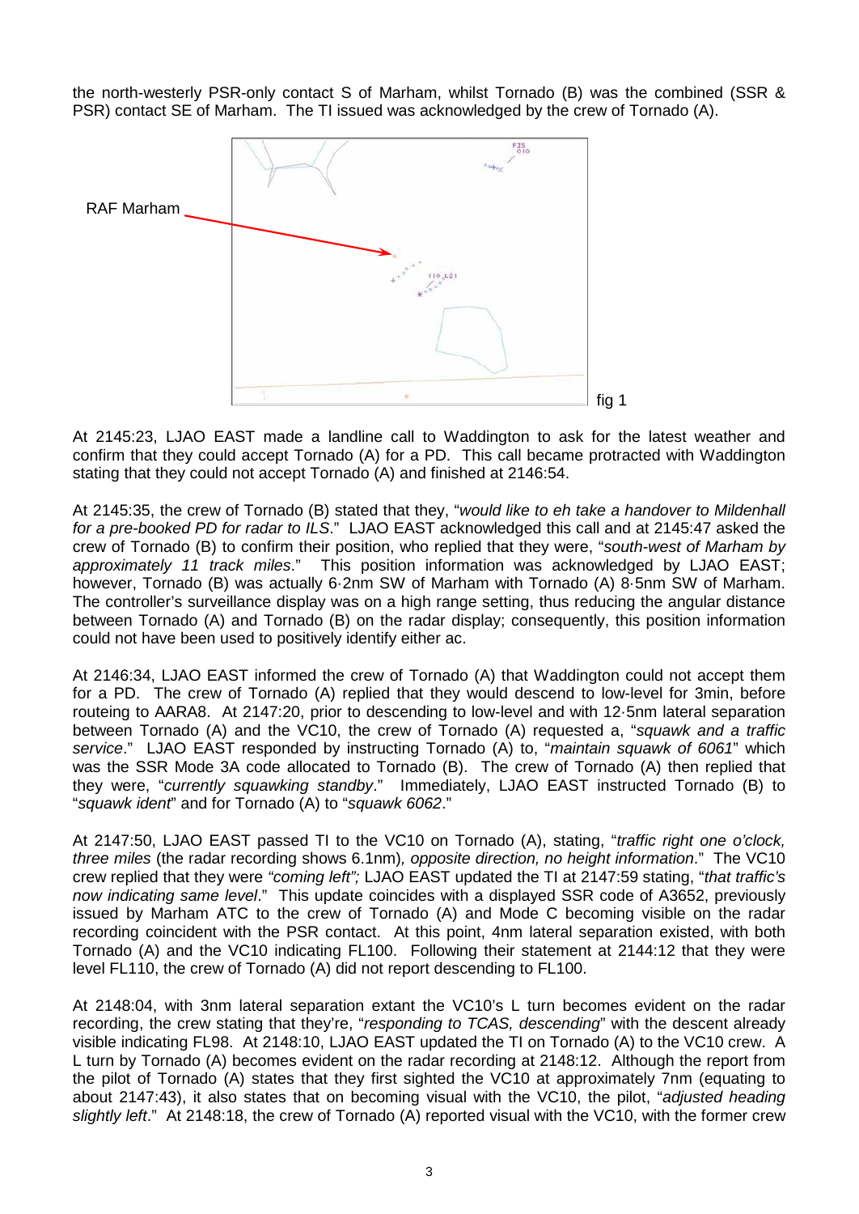the north-westerly PSR-only contact S of Marham, whilst Tornado (B) was the combined (SSR & PSR) contact SE of Marham. The TI issued was acknowledged by the crew of Tornado (A).

RAF Marham

fig 1

At 2145:23, LJAO EAST made a landline call to Waddington to ask for the latest weather and confirm that they could accept Tornado (A) for a PD. This call became protracted with Waddington stating that they could not accept Tornado (A) and finished at 2146:54.

At 2145:35, the crew of Tornado (B) stated that they, "*would like to eh take a handover to Mildenhall for a pre-booked PD for radar to ILS*." LJAO EAST acknowledged this call and at 2145:47 asked the crew of Tornado (B) to confirm their position, who replied that they were, "*south-west of Marham by approximately 11 track miles*." This position information was acknowledged by LJAO EAST; however, Tornado (B) was actually 6·2nm SW of Marham with Tornado (A) 8·5nm SW of Marham. The controller's surveillance display was on a high range setting, thus reducing the angular distance between Tornado (A) and Tornado (B) on the radar display; consequently, this position information could not have been used to positively identify either ac.

At 2146:34, LJAO EAST informed the crew of Tornado (A) that Waddington could not accept them for a PD. The crew of Tornado (A) replied that they would descend to low-level for 3min, before routeing to AARA8. At 2147:20, prior to descending to low-level and with 12·5nm lateral separation between Tornado (A) and the VC10, the crew of Tornado (A) requested a, "*squawk and a traffic service*." LJAO EAST responded by instructing Tornado (A) to, "*maintain squawk of 6061*" which was the SSR Mode 3A code allocated to Tornado (B). The crew of Tornado (A) then replied that they were, "*currently squawking standby*." Immediately, LJAO EAST instructed Tornado (B) to "*squawk ident*" and for Tornado (A) to "*squawk 6062*."

At 2147:50, LJAO EAST passed TI to the VC10 on Tornado (A), stating, "*traffic right one o'clock, three miles* (the radar recording shows 6.1nm)*, opposite direction, no height information*." The VC10 crew replied that they were *"coming left";* LJAO EAST updated the TI at 2147:59 stating, "*that traffic's now indicating same level*." This update coincides with a displayed SSR code of A3652, previously issued by Marham ATC to the crew of Tornado (A) and Mode C becoming visible on the radar recording coincident with the PSR contact. At this point, 4nm lateral separation existed, with both Tornado (A) and the VC10 indicating FL100. Following their statement at 2144:12 that they were level FL110, the crew of Tornado (A) did not report descending to FL100.

At 2148:04, with 3nm lateral separation extant the VC10's L turn becomes evident on the radar recording, the crew stating that they're, "*responding to TCAS, descending*" with the descent already visible indicating FL98. At 2148:10, LJAO EAST updated the TI on Tornado (A) to the VC10 crew. A L turn by Tornado (A) becomes evident on the radar recording at 2148:12. Although the report from the pilot of Tornado (A) states that they first sighted the VC10 at approximately 7nm (equating to about 2147:43), it also states that on becoming visual with the VC10, the pilot, "*adjusted heading slightly left*." At 2148:18, the crew of Tornado (A) reported visual with the VC10, with the former crew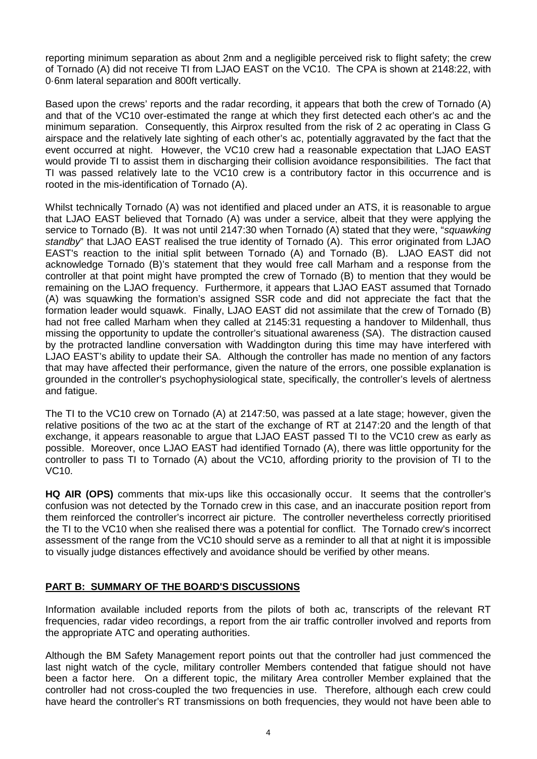reporting minimum separation as about 2nm and a negligible perceived risk to flight safety; the crew of Tornado (A) did not receive TI from LJAO EAST on the VC10. The CPA is shown at 2148:22, with 0·6nm lateral separation and 800ft vertically.

Based upon the crews' reports and the radar recording, it appears that both the crew of Tornado (A) and that of the VC10 over-estimated the range at which they first detected each other's ac and the minimum separation. Consequently, this Airprox resulted from the risk of 2 ac operating in Class G airspace and the relatively late sighting of each other's ac, potentially aggravated by the fact that the event occurred at night. However, the VC10 crew had a reasonable expectation that LJAO EAST would provide TI to assist them in discharging their collision avoidance responsibilities. The fact that TI was passed relatively late to the VC10 crew is a contributory factor in this occurrence and is rooted in the mis-identification of Tornado (A).

Whilst technically Tornado (A) was not identified and placed under an ATS, it is reasonable to argue that LJAO EAST believed that Tornado (A) was under a service, albeit that they were applying the service to Tornado (B). It was not until 2147:30 when Tornado (A) stated that they were, "*squawking standby*" that LJAO EAST realised the true identity of Tornado (A). This error originated from LJAO EAST's reaction to the initial split between Tornado (A) and Tornado (B). LJAO EAST did not acknowledge Tornado (B)'s statement that they would free call Marham and a response from the controller at that point might have prompted the crew of Tornado (B) to mention that they would be remaining on the LJAO frequency. Furthermore, it appears that LJAO EAST assumed that Tornado (A) was squawking the formation's assigned SSR code and did not appreciate the fact that the formation leader would squawk. Finally, LJAO EAST did not assimilate that the crew of Tornado (B) had not free called Marham when they called at 2145:31 requesting a handover to Mildenhall, thus missing the opportunity to update the controller's situational awareness (SA). The distraction caused by the protracted landline conversation with Waddington during this time may have interfered with LJAO EAST's ability to update their SA. Although the controller has made no mention of any factors that may have affected their performance, given the nature of the errors, one possible explanation is grounded in the controller's psychophysiological state, specifically, the controller's levels of alertness and fatigue.

The TI to the VC10 crew on Tornado (A) at 2147:50, was passed at a late stage; however, given the relative positions of the two ac at the start of the exchange of RT at 2147:20 and the length of that exchange, it appears reasonable to argue that LJAO EAST passed TI to the VC10 crew as early as possible. Moreover, once LJAO EAST had identified Tornado (A), there was little opportunity for the controller to pass TI to Tornado (A) about the VC10, affording priority to the provision of TI to the VC10.

**HQ AIR (OPS)** comments that mix-ups like this occasionally occur. It seems that the controller's confusion was not detected by the Tornado crew in this case, and an inaccurate position report from them reinforced the controller's incorrect air picture. The controller nevertheless correctly prioritised the TI to the VC10 when she realised there was a potential for conflict. The Tornado crew's incorrect assessment of the range from the VC10 should serve as a reminder to all that at night it is impossible to visually judge distances effectively and avoidance should be verified by other means.

## PART B: SUMMARY OF THE BOARD'S DISCUSSIONS

Information available included reports from the pilots of both ac, transcripts of the relevant RT frequencies, radar video recordings, a report from the air traffic controller involved and reports from the appropriate ATC and operating authorities.

Although the BM Safety Management report points out that the controller had just commenced the last night watch of the cycle, military controller Members contended that fatigue should not have been a factor here. On a different topic, the military Area controller Member explained that the controller had not cross-coupled the two frequencies in use. Therefore, although each crew could have heard the controller's RT transmissions on both frequencies, they would not have been able to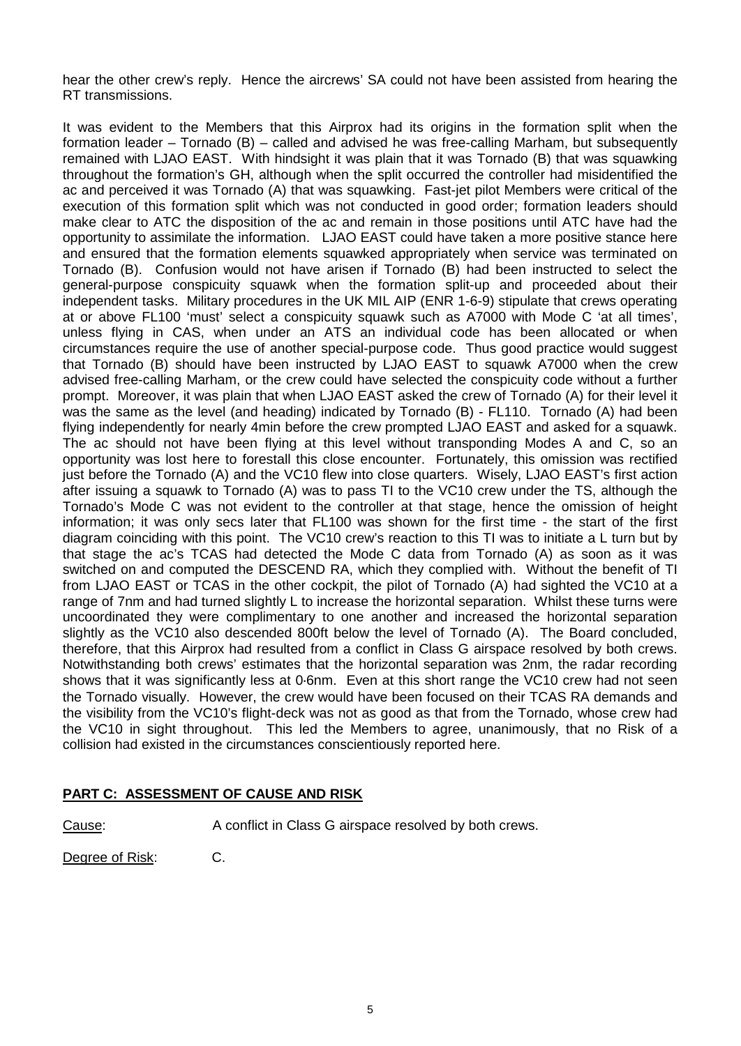hear the other crew's reply. Hence the aircrews' SA could not have been assisted from hearing the RT transmissions.

It was evident to the Members that this Airprox had its origins in the formation split when the formation leader – Tornado (B) – called and advised he was free-calling Marham, but subsequently remained with LJAO EAST. With hindsight it was plain that it was Tornado (B) that was squawking throughout the formation's GH, although when the split occurred the controller had misidentified the ac and perceived it was Tornado (A) that was squawking. Fast-jet pilot Members were critical of the execution of this formation split which was not conducted in good order; formation leaders should make clear to ATC the disposition of the ac and remain in those positions until ATC have had the opportunity to assimilate the information. LJAO EAST could have taken a more positive stance here and ensured that the formation elements squawked appropriately when service was terminated on Tornado (B). Confusion would not have arisen if Tornado (B) had been instructed to select the general-purpose conspicuity squawk when the formation split-up and proceeded about their independent tasks. Military procedures in the UK MIL AIP (ENR 1-6-9) stipulate that crews operating at or above FL100 'must' select a conspicuity squawk such as A7000 with Mode C 'at all times', unless flying in CAS, when under an ATS an individual code has been allocated or when circumstances require the use of another special-purpose code. Thus good practice would suggest that Tornado (B) should have been instructed by LJAO EAST to squawk A7000 when the crew advised free-calling Marham, or the crew could have selected the conspicuity code without a further prompt. Moreover, it was plain that when LJAO EAST asked the crew of Tornado (A) for their level it was the same as the level (and heading) indicated by Tornado (B) - FL110. Tornado (A) had been flying independently for nearly 4min before the crew prompted LJAO EAST and asked for a squawk. The ac should not have been flying at this level without transponding Modes A and C, so an opportunity was lost here to forestall this close encounter. Fortunately, this omission was rectified just before the Tornado (A) and the VC10 flew into close quarters. Wisely, LJAO EAST's first action after issuing a squawk to Tornado (A) was to pass TI to the VC10 crew under the TS, although the Tornado's Mode C was not evident to the controller at that stage, hence the omission of height information; it was only secs later that FL100 was shown for the first time - the start of the first diagram coinciding with this point. The VC10 crew's reaction to this TI was to initiate a L turn but by that stage the ac's TCAS had detected the Mode C data from Tornado (A) as soon as it was switched on and computed the DESCEND RA, which they complied with. Without the benefit of TI from LJAO EAST or TCAS in the other cockpit, the pilot of Tornado (A) had sighted the VC10 at a range of 7nm and had turned slightly L to increase the horizontal separation. Whilst these turns were uncoordinated they were complimentary to one another and increased the horizontal separation slightly as the VC10 also descended 800ft below the level of Tornado (A). The Board concluded, therefore, that this Airprox had resulted from a conflict in Class G airspace resolved by both crews. Notwithstanding both crews' estimates that the horizontal separation was 2nm, the radar recording shows that it was significantly less at 0·6nm. Even at this short range the VC10 crew had not seen the Tornado visually. However, the crew would have been focused on their TCAS RA demands and the visibility from the VC10's flight-deck was not as good as that from the Tornado, whose crew had the VC10 in sight throughout. This led the Members to agree, unanimously, that no Risk of a collision had existed in the circumstances conscientiously reported here.

## PART C: ASSESSMENT OF CAUSE AND RISK

Cause: A conflict in Class G airspace resolved by both crews.

Degree of Risk: C.